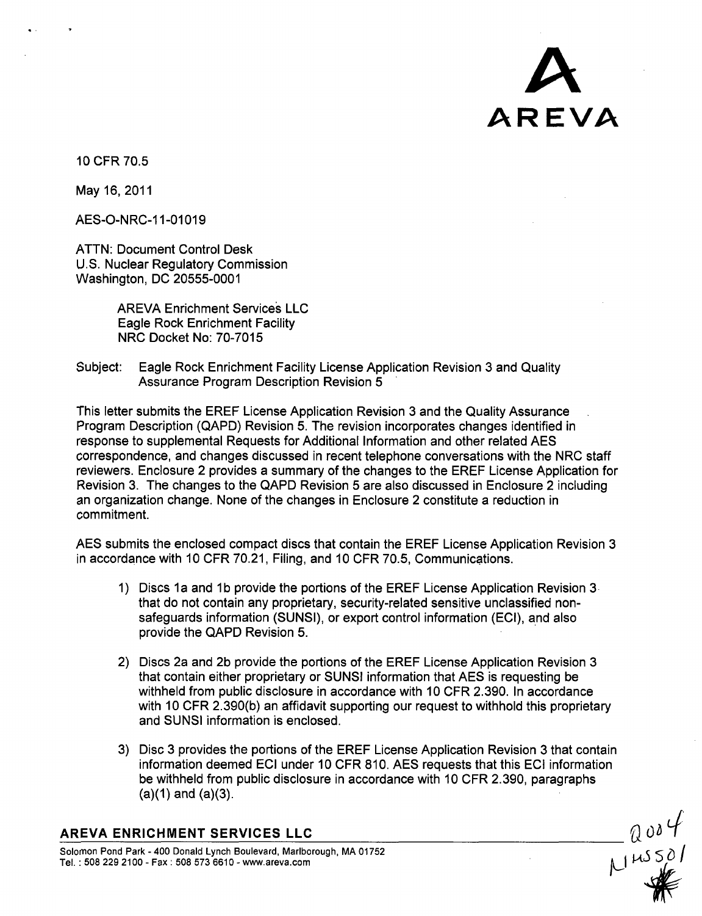AREVA

10 CFR 70.5

May 16, 2011

AES-O-NRC-11-01019

ATTN: Document Control Desk
U.S. Nuclear Regulatory Commission
Washington, DC 20555-0001

AREVA Enrichment Services LLC
Eagle Rock Enrichment Facility
NRC Docket No: 70-7015

Subject: Eagle Rock Enrichment Facility License Application Revision 3 and Quality Assurance Program Description Revision 5

This letter submits the EREF License Application Revision 3 and the Quality Assurance Program Description (QAPD) Revision 5. The revision incorporates changes identified in response to supplemental Requests for Additional Information and other related AES correspondence, and changes discussed in recent telephone conversations with the NRC staff reviewers. Enclosure 2 provides a summary of the changes to the EREF License Application for Revision 3. The changes to the QAPD Revision 5 are also discussed in Enclosure 2 including an organization change. None of the changes in Enclosure 2 constitute a reduction in commitment.

AES submits the enclosed compact discs that contain the EREF License Application Revision 3 in accordance with 10 CFR 70.21, Filing, and 10 CFR 70.5, Communications.

1) Discs 1a and 1b provide the portions of the EREF License Application Revision 3 that do not contain any proprietary, security-related sensitive unclassified non-safeguards information (SUNSI), or export control information (ECI), and also provide the QAPD Revision 5.

2) Discs 2a and 2b provide the portions of the EREF License Application Revision 3 that contain either proprietary or SUNSI information that AES is requesting be withheld from public disclosure in accordance with 10 CFR 2.390. In accordance with 10 CFR 2.390(b) an affidavit supporting our request to withhold this proprietary and SUNSI information is enclosed.

3) Disc 3 provides the portions of the EREF License Application Revision 3 that contain information deemed ECI under 10 CFR 810. AES requests that this ECI information be withheld from public disclosure in accordance with 10 CFR 2.390, paragraphs (a)(1) and (a)(3).

**AREVA ENRICHMENT SERVICES LLC**

Solomon Pond Park - 400 Donald Lynch Boulevard, Marlborough, MA 01752
Tel. : 508 229 2100 - Fax : 508 573 6610 - www.areva.com

Q004
NMSS01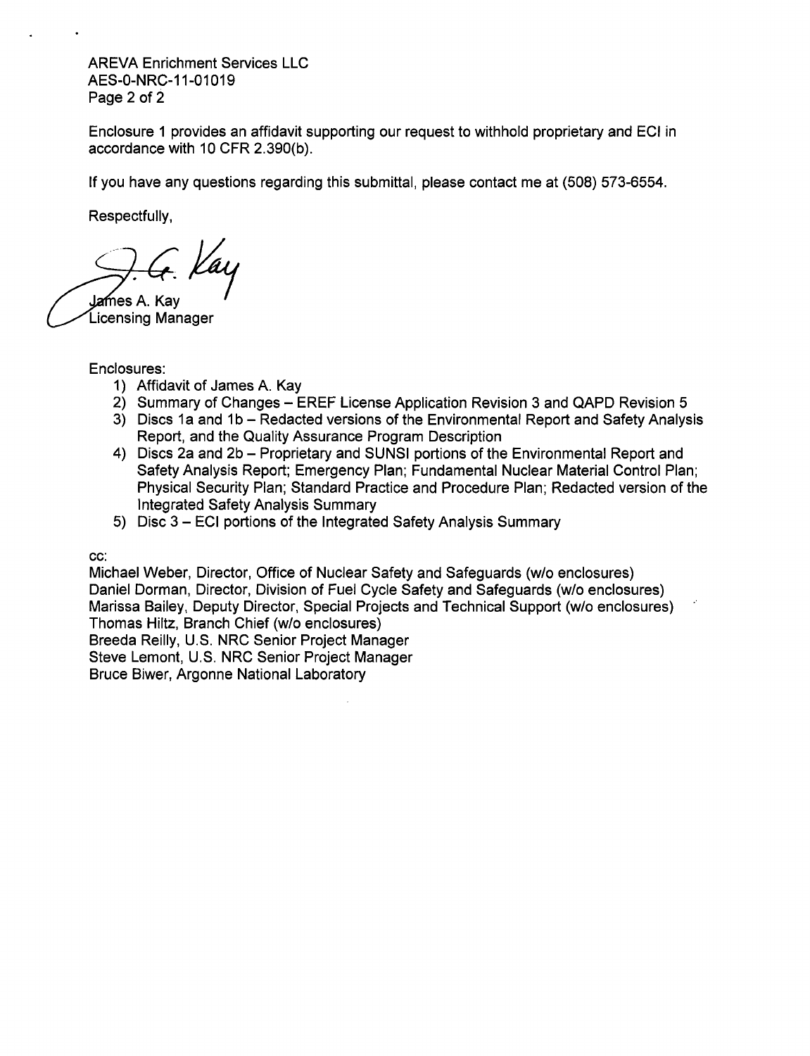Enclosure 1 provides an affidavit supporting our request to withhold proprietary and ECI in accordance with 10 CFR 2.390(b).

If you have any questions regarding this submittal, please contact me at (508) 573-6554.

Respectfully,

James A. Kay
Licensing Manager

Enclosures:

1) Affidavit of James A. Kay
2) Summary of Changes – EREF License Application Revision 3 and QAPD Revision 5
3) Discs 1a and 1b – Redacted versions of the Environmental Report and Safety Analysis Report, and the Quality Assurance Program Description
4) Discs 2a and 2b – Proprietary and SUNSI portions of the Environmental Report and Safety Analysis Report; Emergency Plan; Fundamental Nuclear Material Control Plan; Physical Security Plan; Standard Practice and Procedure Plan; Redacted version of the Integrated Safety Analysis Summary
5) Disc 3 – ECI portions of the Integrated Safety Analysis Summary

cc:
Michael Weber, Director, Office of Nuclear Safety and Safeguards (w/o enclosures)
Daniel Dorman, Director, Division of Fuel Cycle Safety and Safeguards (w/o enclosures)
Marissa Bailey, Deputy Director, Special Projects and Technical Support (w/o enclosures)
Thomas Hiltz, Branch Chief (w/o enclosures)
Breeda Reilly, U.S. NRC Senior Project Manager
Steve Lemont, U.S. NRC Senior Project Manager
Bruce Biwer, Argonne National Laboratory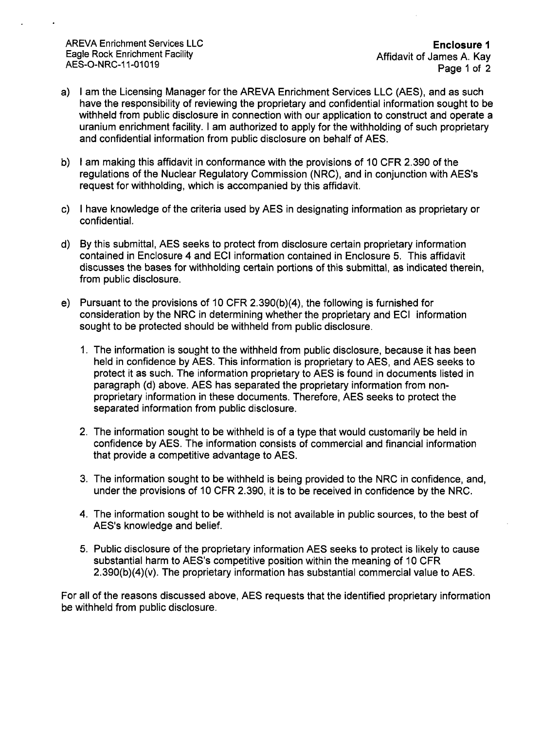AREVA Enrichment Services LLC
Eagle Rock Enrichment Facility
AES-O-NRC-11-01019

**Enclosure 1**
Affidavit of James A. Kay

a) I am the Licensing Manager for the AREVA Enrichment Services LLC (AES), and as such have the responsibility of reviewing the proprietary and confidential information sought to be withheld from public disclosure in connection with our application to construct and operate a uranium enrichment facility. I am authorized to apply for the withholding of such proprietary and confidential information from public disclosure on behalf of AES.

b) I am making this affidavit in conformance with the provisions of 10 CFR 2.390 of the regulations of the Nuclear Regulatory Commission (NRC), and in conjunction with AES's request for withholding, which is accompanied by this affidavit.

c) I have knowledge of the criteria used by AES in designating information as proprietary or confidential.

d) By this submittal, AES seeks to protect from disclosure certain proprietary information contained in Enclosure 4 and ECI information contained in Enclosure 5. This affidavit discusses the bases for withholding certain portions of this submittal, as indicated therein, from public disclosure.

e) Pursuant to the provisions of 10 CFR 2.390(b)(4), the following is furnished for consideration by the NRC in determining whether the proprietary and ECI information sought to be protected should be withheld from public disclosure.

   1. The information is sought to the withheld from public disclosure, because it has been held in confidence by AES. This information is proprietary to AES, and AES seeks to protect it as such. The information proprietary to AES is found in documents listed in paragraph (d) above. AES has separated the proprietary information from non-proprietary information in these documents. Therefore, AES seeks to protect the separated information from public disclosure.

   2. The information sought to be withheld is of a type that would customarily be held in confidence by AES. The information consists of commercial and financial information that provide a competitive advantage to AES.

   3. The information sought to be withheld is being provided to the NRC in confidence, and, under the provisions of 10 CFR 2.390, it is to be received in confidence by the NRC.

   4. The information sought to be withheld is not available in public sources, to the best of AES's knowledge and belief.

   5. Public disclosure of the proprietary information AES seeks to protect is likely to cause substantial harm to AES's competitive position within the meaning of 10 CFR 2.390(b)(4)(v). The proprietary information has substantial commercial value to AES.

For all of the reasons discussed above, AES requests that the identified proprietary information be withheld from public disclosure.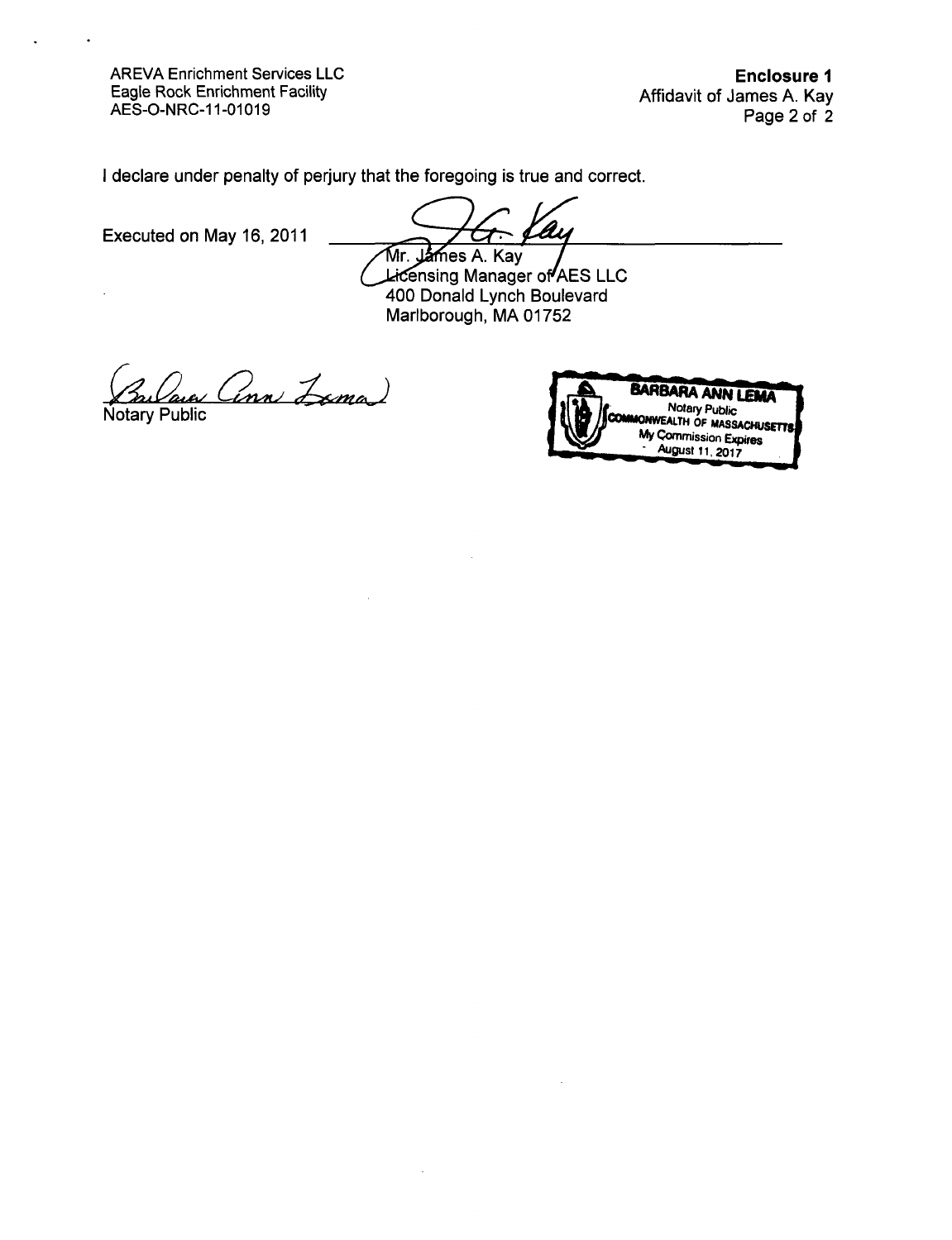I declare under penalty of perjury that the foregoing is true and correct.

Executed on May 16, 2011

Mr. James A. Kay
Licensing Manager of AES LLC
400 Donald Lynch Boulevard
Marlborough, MA 01752

Barbara Ann Lema
Notary Public

BARBARA ANN LEMA
Notary Public
COMMONWEALTH OF MASSACHUSETTS
My Commission Expires
August 11, 2017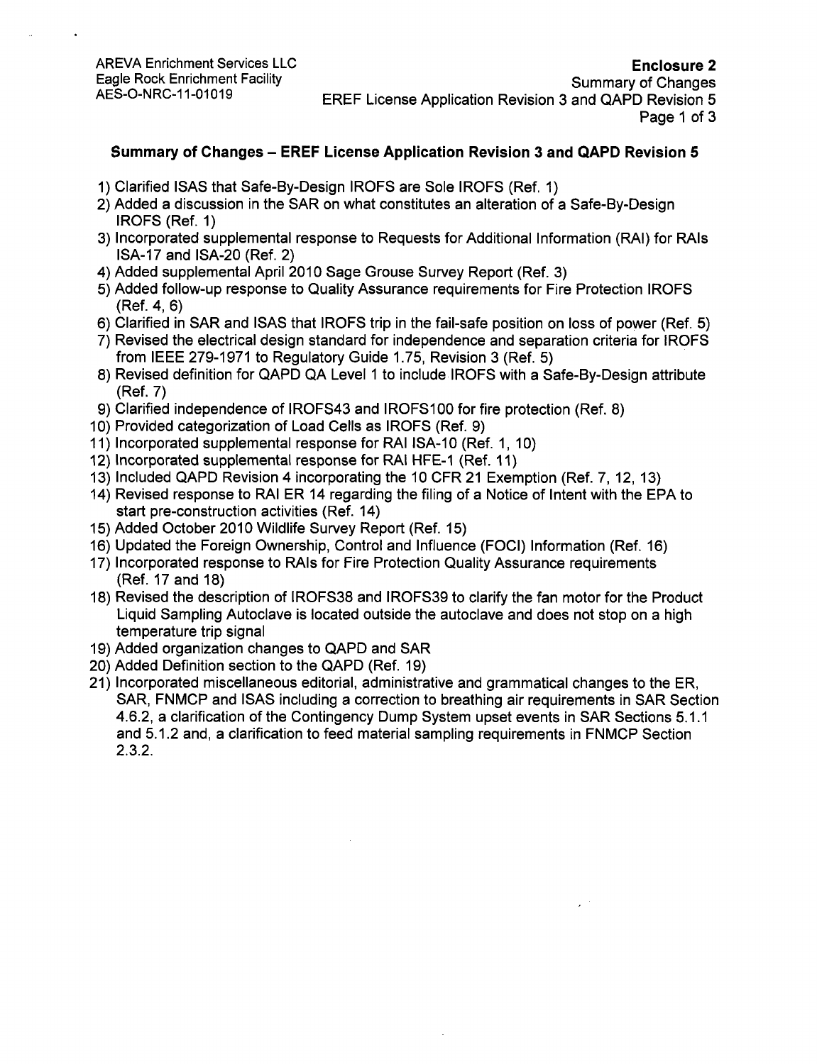## Summary of Changes – EREF License Application Revision 3 and QAPD Revision 5

1) Clarified ISAS that Safe-By-Design IROFS are Sole IROFS (Ref. 1)
2) Added a discussion in the SAR on what constitutes an alteration of a Safe-By-Design IROFS (Ref. 1)
3) Incorporated supplemental response to Requests for Additional Information (RAI) for RAIs ISA-17 and ISA-20 (Ref. 2)
4) Added supplemental April 2010 Sage Grouse Survey Report (Ref. 3)
5) Added follow-up response to Quality Assurance requirements for Fire Protection IROFS (Ref. 4, 6)
6) Clarified in SAR and ISAS that IROFS trip in the fail-safe position on loss of power (Ref. 5)
7) Revised the electrical design standard for independence and separation criteria for IROFS from IEEE 279-1971 to Regulatory Guide 1.75, Revision 3 (Ref. 5)
8) Revised definition for QAPD QA Level 1 to include IROFS with a Safe-By-Design attribute (Ref. 7)
9) Clarified independence of IROFS43 and IROFS100 for fire protection (Ref. 8)
10) Provided categorization of Load Cells as IROFS (Ref. 9)
11) Incorporated supplemental response for RAI ISA-10 (Ref. 1, 10)
12) Incorporated supplemental response for RAI HFE-1 (Ref. 11)
13) Included QAPD Revision 4 incorporating the 10 CFR 21 Exemption (Ref. 7, 12, 13)
14) Revised response to RAI ER 14 regarding the filing of a Notice of Intent with the EPA to start pre-construction activities (Ref. 14)
15) Added October 2010 Wildlife Survey Report (Ref. 15)
16) Updated the Foreign Ownership, Control and Influence (FOCI) Information (Ref. 16)
17) Incorporated response to RAIs for Fire Protection Quality Assurance requirements (Ref. 17 and 18)
18) Revised the description of IROFS38 and IROFS39 to clarify the fan motor for the Product Liquid Sampling Autoclave is located outside the autoclave and does not stop on a high temperature trip signal
19) Added organization changes to QAPD and SAR
20) Added Definition section to the QAPD (Ref. 19)
21) Incorporated miscellaneous editorial, administrative and grammatical changes to the ER, SAR, FNMCP and ISAS including a correction to breathing air requirements in SAR Section 4.6.2, a clarification of the Contingency Dump System upset events in SAR Sections 5.1.1 and 5.1.2 and, a clarification to feed material sampling requirements in FNMCP Section 2.3.2.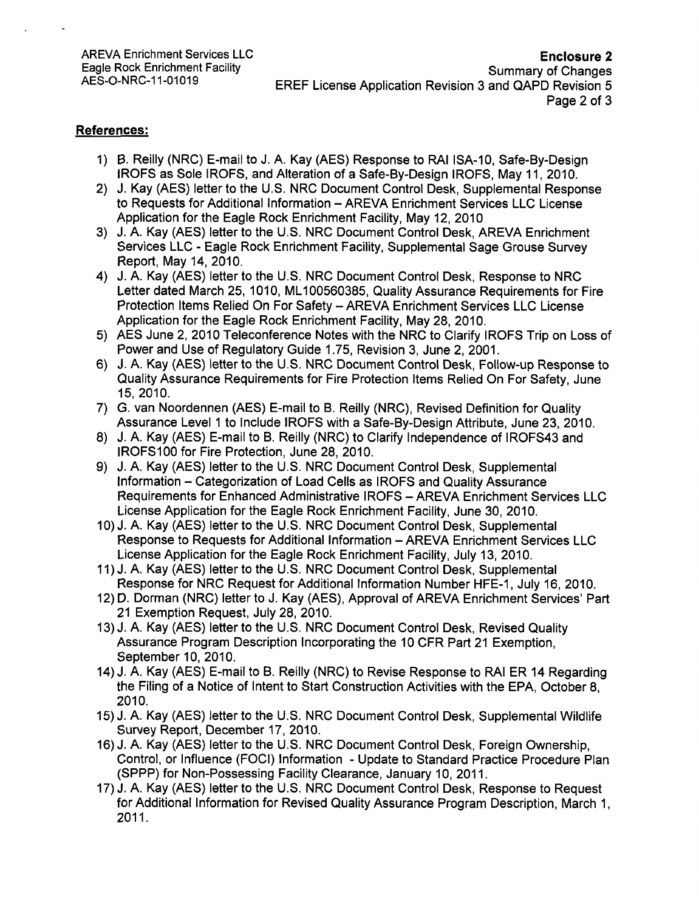**References:**

1) B. Reilly (NRC) E-mail to J. A. Kay (AES) Response to RAI ISA-10, Safe-By-Design IROFS as Sole IROFS, and Alteration of a Safe-By-Design IROFS, May 11, 2010.
2) J. Kay (AES) letter to the U.S. NRC Document Control Desk, Supplemental Response to Requests for Additional Information – AREVA Enrichment Services LLC License Application for the Eagle Rock Enrichment Facility, May 12, 2010
3) J. A. Kay (AES) letter to the U.S. NRC Document Control Desk, AREVA Enrichment Services LLC - Eagle Rock Enrichment Facility, Supplemental Sage Grouse Survey Report, May 14, 2010.
4) J. A. Kay (AES) letter to the U.S. NRC Document Control Desk, Response to NRC Letter dated March 25, 1010, ML100560385, Quality Assurance Requirements for Fire Protection Items Relied On For Safety – AREVA Enrichment Services LLC License Application for the Eagle Rock Enrichment Facility, May 28, 2010.
5) AES June 2, 2010 Teleconference Notes with the NRC to Clarify IROFS Trip on Loss of Power and Use of Regulatory Guide 1.75, Revision 3, June 2, 2001.
6) J. A. Kay (AES) letter to the U.S. NRC Document Control Desk, Follow-up Response to Quality Assurance Requirements for Fire Protection Items Relied On For Safety, June 15, 2010.
7) G. van Noordennen (AES) E-mail to B. Reilly (NRC), Revised Definition for Quality Assurance Level 1 to Include IROFS with a Safe-By-Design Attribute, June 23, 2010.
8) J. A. Kay (AES) E-mail to B. Reilly (NRC) to Clarify Independence of IROFS43 and IROFS100 for Fire Protection, June 28, 2010.
9) J. A. Kay (AES) letter to the U.S. NRC Document Control Desk, Supplemental Information – Categorization of Load Cells as IROFS and Quality Assurance Requirements for Enhanced Administrative IROFS – AREVA Enrichment Services LLC License Application for the Eagle Rock Enrichment Facility, June 30, 2010.
10) J. A. Kay (AES) letter to the U.S. NRC Document Control Desk, Supplemental Response to Requests for Additional Information – AREVA Enrichment Services LLC License Application for the Eagle Rock Enrichment Facility, July 13, 2010.
11) J. A. Kay (AES) letter to the U.S. NRC Document Control Desk, Supplemental Response for NRC Request for Additional Information Number HFE-1, July 16, 2010.
12) D. Dorman (NRC) letter to J. Kay (AES), Approval of AREVA Enrichment Services' Part 21 Exemption Request, July 28, 2010.
13) J. A. Kay (AES) letter to the U.S. NRC Document Control Desk, Revised Quality Assurance Program Description Incorporating the 10 CFR Part 21 Exemption, September 10, 2010.
14) J. A. Kay (AES) E-mail to B. Reilly (NRC) to Revise Response to RAI ER 14 Regarding the Filing of a Notice of Intent to Start Construction Activities with the EPA, October 8, 2010.
15) J. A. Kay (AES) letter to the U.S. NRC Document Control Desk, Supplemental Wildlife Survey Report, December 17, 2010.
16) J. A. Kay (AES) letter to the U.S. NRC Document Control Desk, Foreign Ownership, Control, or Influence (FOCI) Information - Update to Standard Practice Procedure Plan (SPPP) for Non-Possessing Facility Clearance, January 10, 2011.
17) J. A. Kay (AES) letter to the U.S. NRC Document Control Desk, Response to Request for Additional Information for Revised Quality Assurance Program Description, March 1, 2011.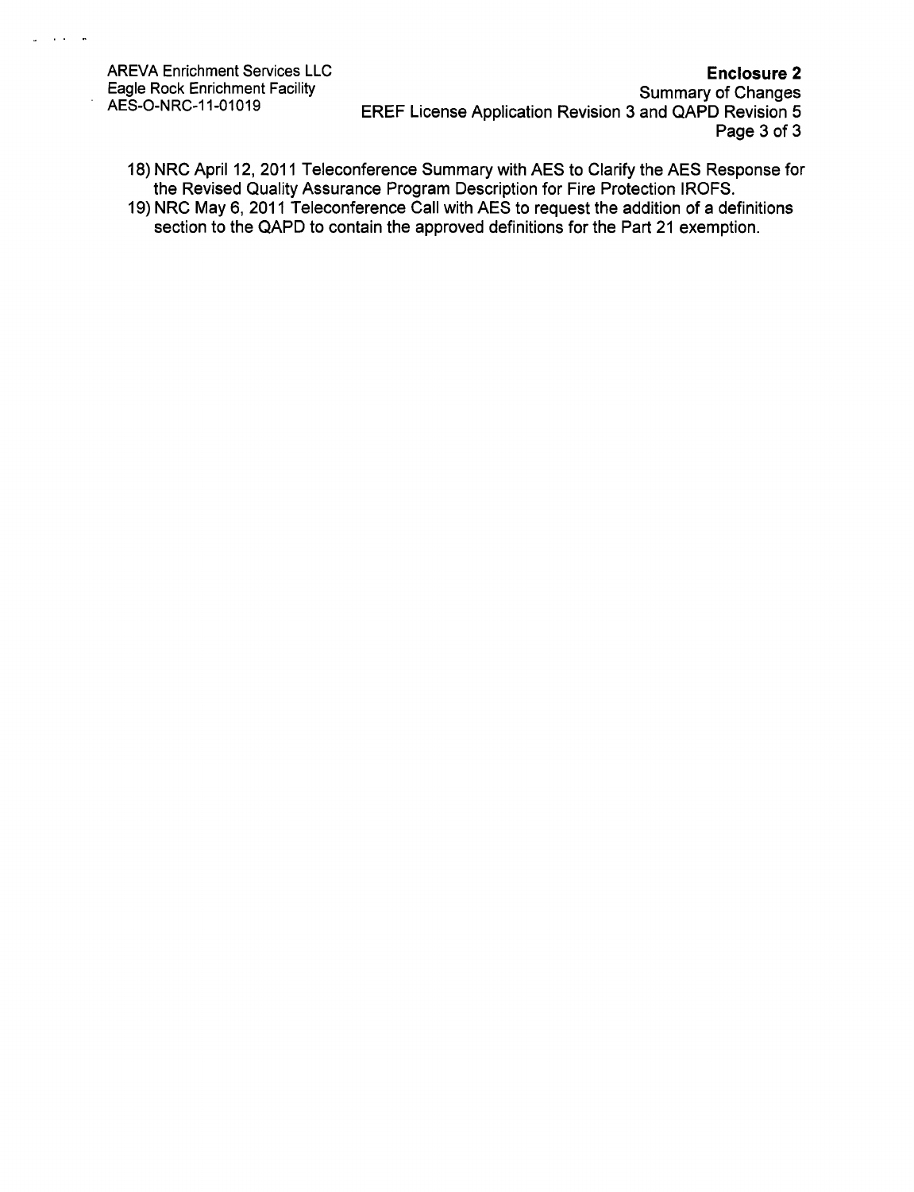18) NRC April 12, 2011 Teleconference Summary with AES to Clarify the AES Response for the Revised Quality Assurance Program Description for Fire Protection IROFS.
19) NRC May 6, 2011 Teleconference Call with AES to request the addition of a definitions section to the QAPD to contain the approved definitions for the Part 21 exemption.